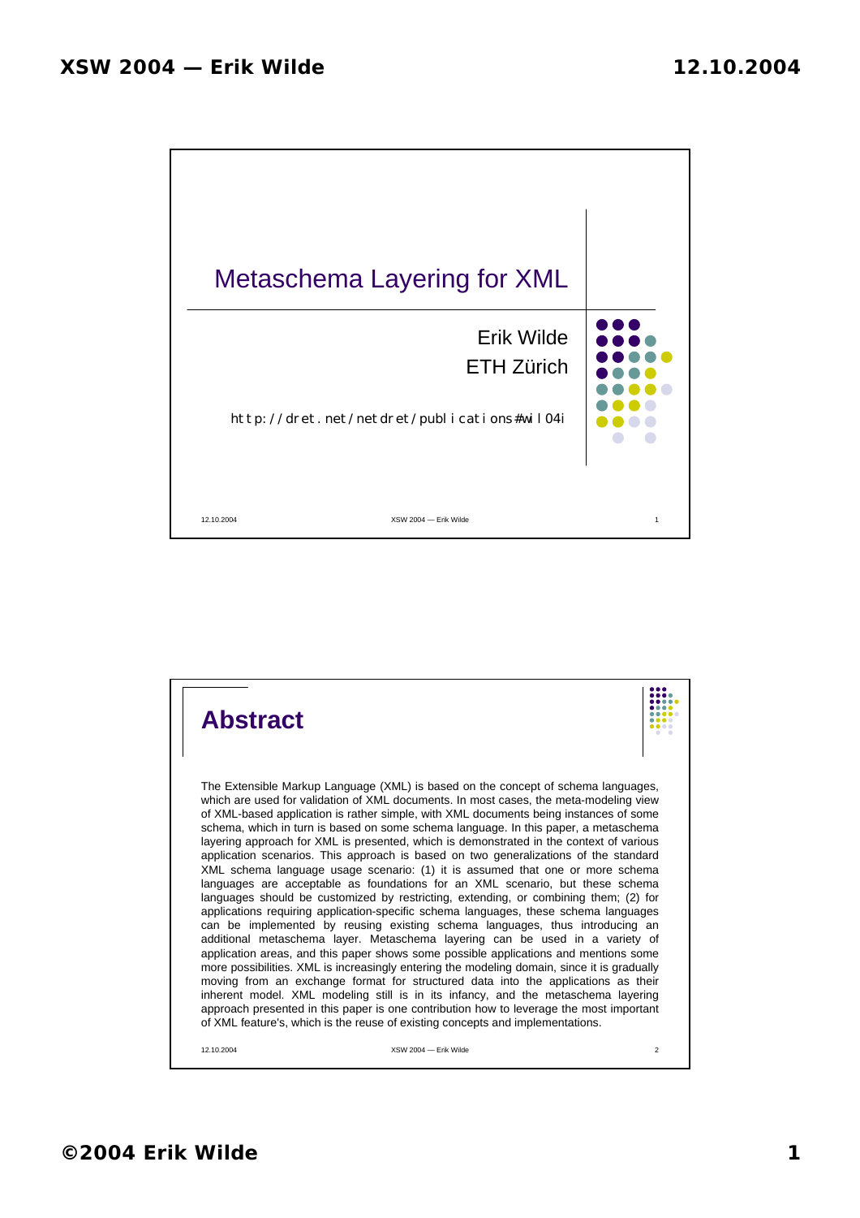# Metaschema Layering for XML

Erik Wilde
ETH Zürich

http://dret.net/netdret/publications#wil04i

## Abstract

The Extensible Markup Language (XML) is based on the concept of schema languages, which are used for validation of XML documents. In most cases, the meta-modeling view of XML-based application is rather simple, with XML documents being instances of some schema, which in turn is based on some schema language. In this paper, a metaschema layering approach for XML is presented, which is demonstrated in the context of various application scenarios. This approach is based on two generalizations of the standard XML schema language usage scenario: (1) it is assumed that one or more schema languages are acceptable as foundations for an XML scenario, but these schema languages should be customized by restricting, extending, or combining them; (2) for applications requiring application-specific schema languages, these schema languages can be implemented by reusing existing schema languages, thus introducing an additional metaschema layer. Metaschema layering can be used in a variety of application areas, and this paper shows some possible applications and mentions some more possibilities. XML is increasingly entering the modeling domain, since it is gradually moving from an exchange format for structured data into the applications as their inherent model. XML modeling still is in its infancy, and the metaschema layering approach presented in this paper is one contribution how to leverage the most important of XML feature's, which is the reuse of existing concepts and implementations.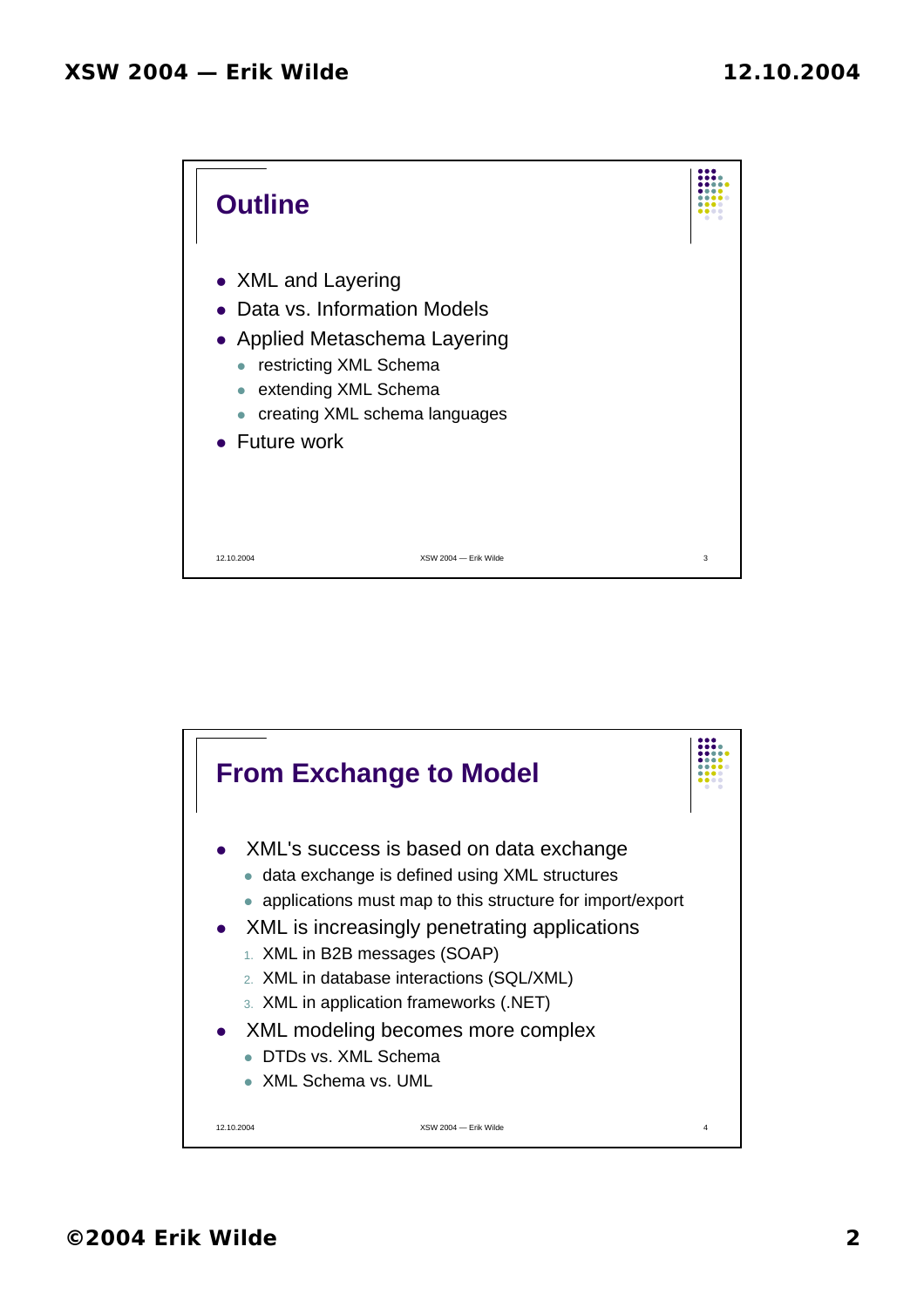## Outline

- XML and Layering
- Data vs. Information Models
- Applied Metaschema Layering
  - restricting XML Schema
  - extending XML Schema
  - creating XML schema languages
- Future work

## From Exchange to Model

- XML's success is based on data exchange
  - data exchange is defined using XML structures
  - applications must map to this structure for import/export
- XML is increasingly penetrating applications
  1. XML in B2B messages (SOAP)
  2. XML in database interactions (SQL/XML)
  3. XML in application frameworks (.NET)
- XML modeling becomes more complex
  - DTDs vs. XML Schema
  - XML Schema vs. UML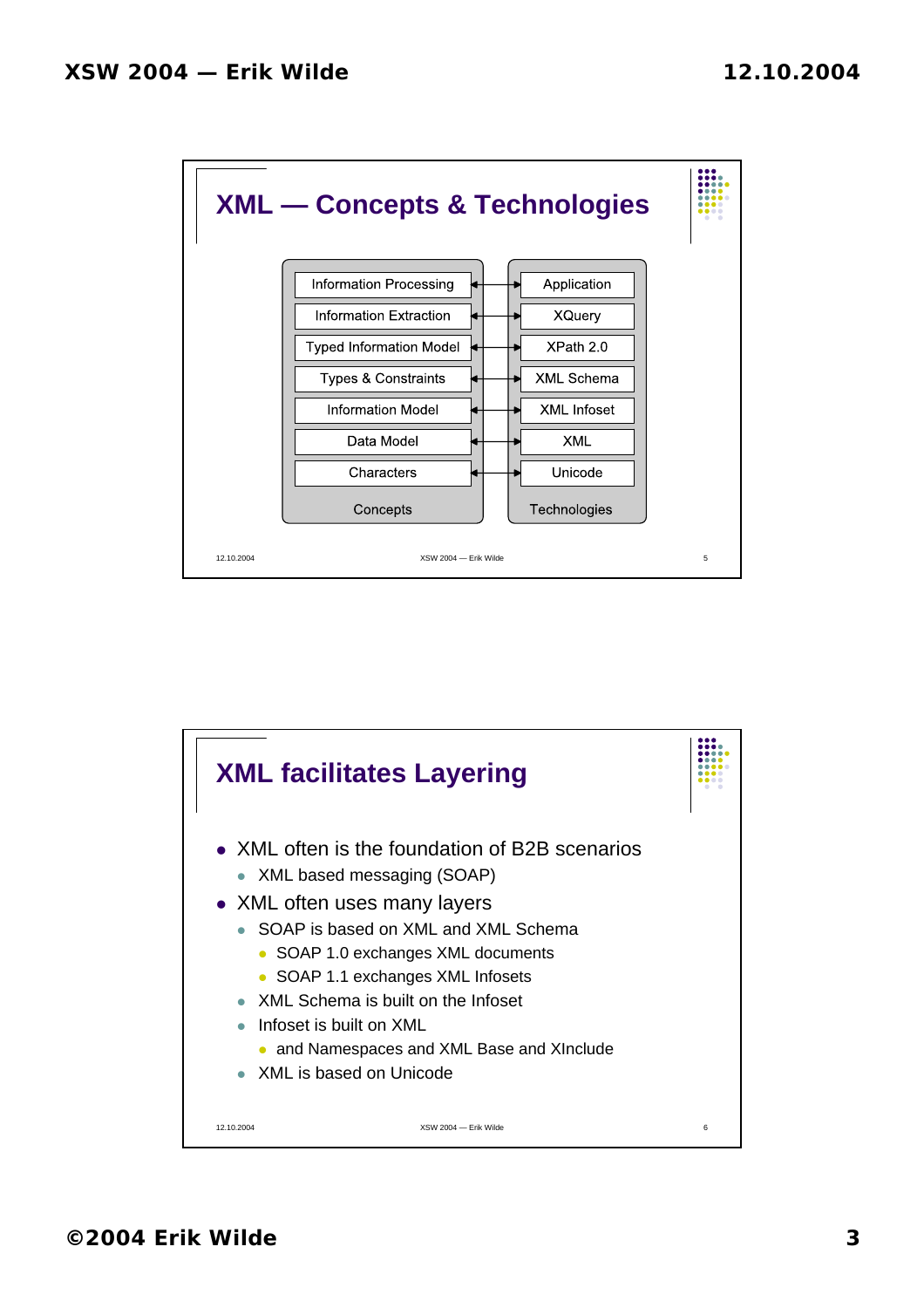## XML — Concepts & Technologies

| Concepts | Technologies |
| --- | --- |
| Information Processing | Application |
| Information Extraction | XQuery |
| Typed Information Model | XPath 2.0 |
| Types & Constraints | XML Schema |
| Information Model | XML Infoset |
| Data Model | XML |
| Characters | Unicode |

## XML facilitates Layering

- XML often is the foundation of B2B scenarios
  - XML based messaging (SOAP)
- XML often uses many layers
  - SOAP is based on XML and XML Schema
    - SOAP 1.0 exchanges XML documents
    - SOAP 1.1 exchanges XML Infosets
  - XML Schema is built on the Infoset
  - Infoset is built on XML
    - and Namespaces and XML Base and XInclude
  - XML is based on Unicode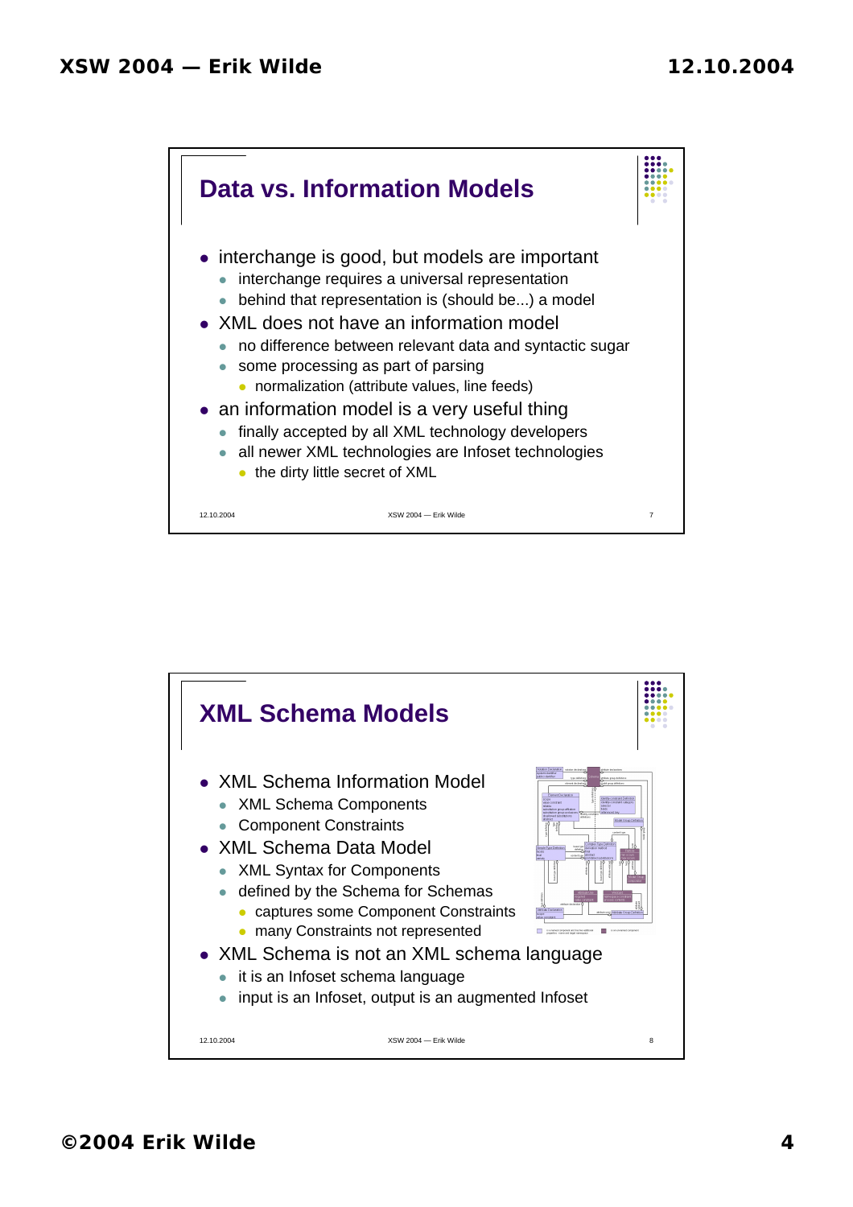## Data vs. Information Models

- interchange is good, but models are important
  - interchange requires a universal representation
  - behind that representation is (should be...) a model
- XML does not have an information model
  - no difference between relevant data and syntactic sugar
  - some processing as part of parsing
    - normalization (attribute values, line feeds)
- an information model is a very useful thing
  - finally accepted by all XML technology developers
  - all newer XML technologies are Infoset technologies
    - the dirty little secret of XML

## XML Schema Models

- XML Schema Information Model
  - XML Schema Components
  - Component Constraints
- XML Schema Data Model
  - XML Syntax for Components
  - defined by the Schema for Schemas
    - captures some Component Constraints
    - many Constraints not represented
- XML Schema is not an XML schema language
  - it is an Infoset schema language
  - input is an Infoset, output is an augmented Infoset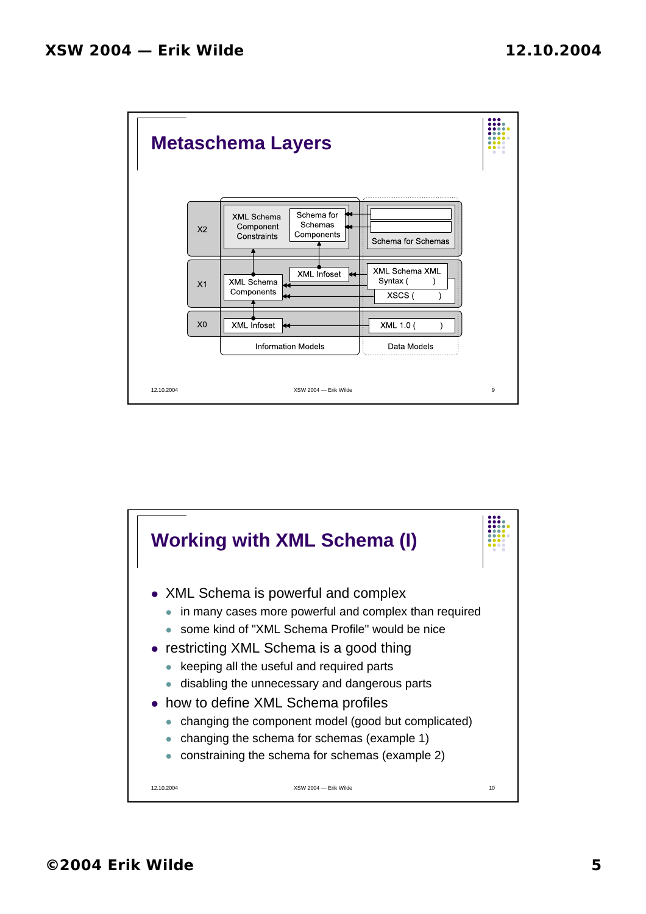## Metaschema Layers

| | Information Models | | Data Models |
|---|---|---|---|
| X2 | XML Schema Component Constraints | Schema for Schemas Components | Schema for Schemas |
| X1 | XML Schema Components | XML Infoset | XML Schema XML Syntax ( ) / XSCS ( ) |
| X0 | XML Infoset | | XML 1.0 ( ) |

## Working with XML Schema (I)

- XML Schema is powerful and complex
  - in many cases more powerful and complex than required
  - some kind of "XML Schema Profile" would be nice
- restricting XML Schema is a good thing
  - keeping all the useful and required parts
  - disabling the unnecessary and dangerous parts
- how to define XML Schema profiles
  - changing the component model (good but complicated)
  - changing the schema for schemas (example 1)
  - constraining the schema for schemas (example 2)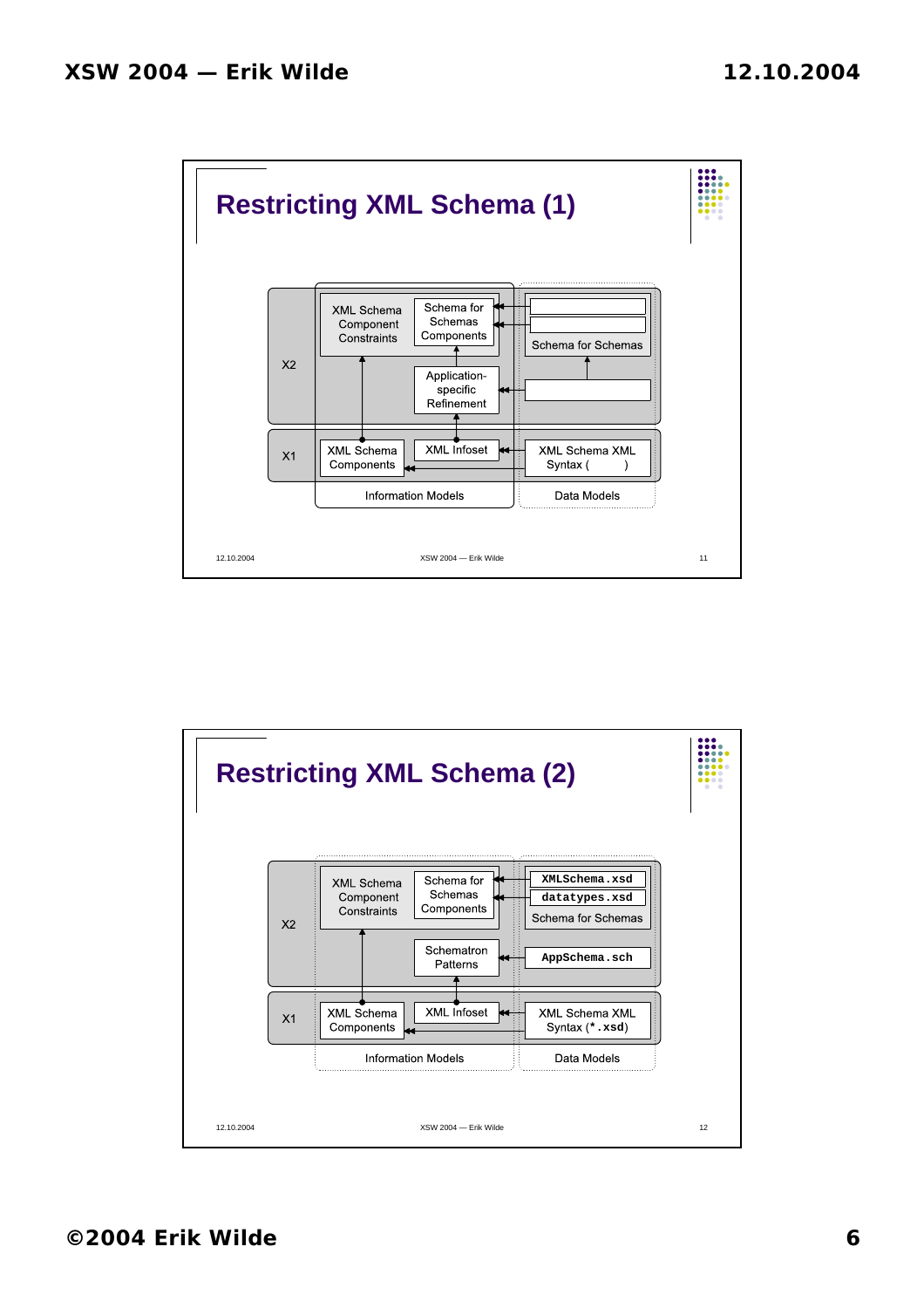## Restricting XML Schema (1)

X2

XML Schema Component Constraints

Schema for Schemas Components

Schema for Schemas

Application-specific Refinement

X1

XML Schema Components

XML Infoset

XML Schema XML Syntax (        )

Information Models

Data Models

## Restricting XML Schema (2)

X2

XML Schema Component Constraints

Schema for Schemas Components

`XMLSchema.xsd`

`datatypes.xsd`

Schema for Schemas

Schematron Patterns

`AppSchema.sch`

X1

XML Schema Components

XML Infoset

XML Schema XML Syntax (`*.xsd`)

Information Models

Data Models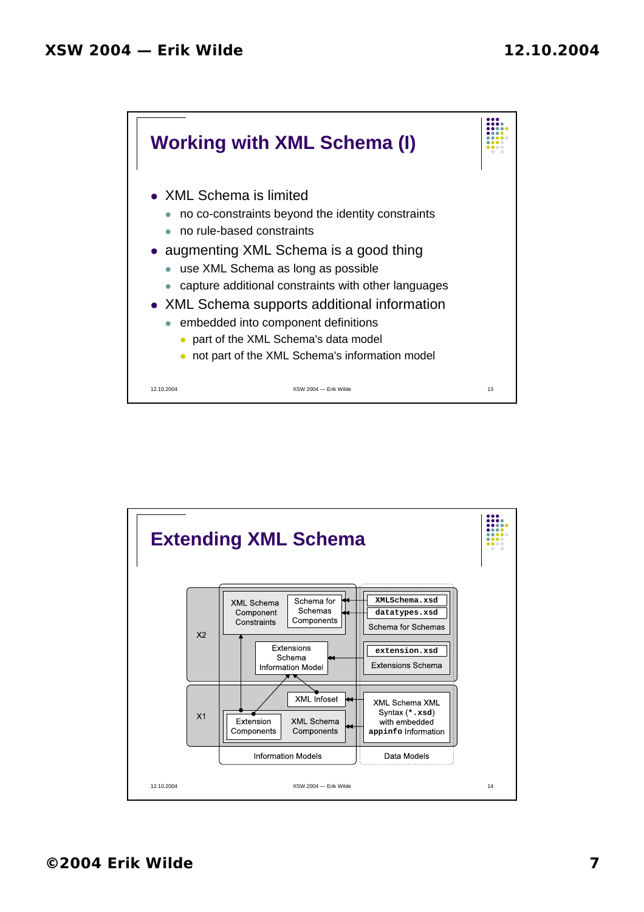## Working with XML Schema (I)

- XML Schema is limited
  - no co-constraints beyond the identity constraints
  - no rule-based constraints
- augmenting XML Schema is a good thing
  - use XML Schema as long as possible
  - capture additional constraints with other languages
- XML Schema supports additional information
  - embedded into component definitions
    - part of the XML Schema's data model
    - not part of the XML Schema's information model

## Extending XML Schema

X2

XML Schema Component Constraints

Schema for Schemas Components

`XMLSchema.xsd`

`datatypes.xsd`

Schema for Schemas

Extensions Schema Information Model

`extension.xsd`

Extensions Schema

X1

XML Infoset

Extension Components

XML Schema Components

XML Schema XML Syntax (`*.xsd`) with embedded `appinfo` Information

Information Models

Data Models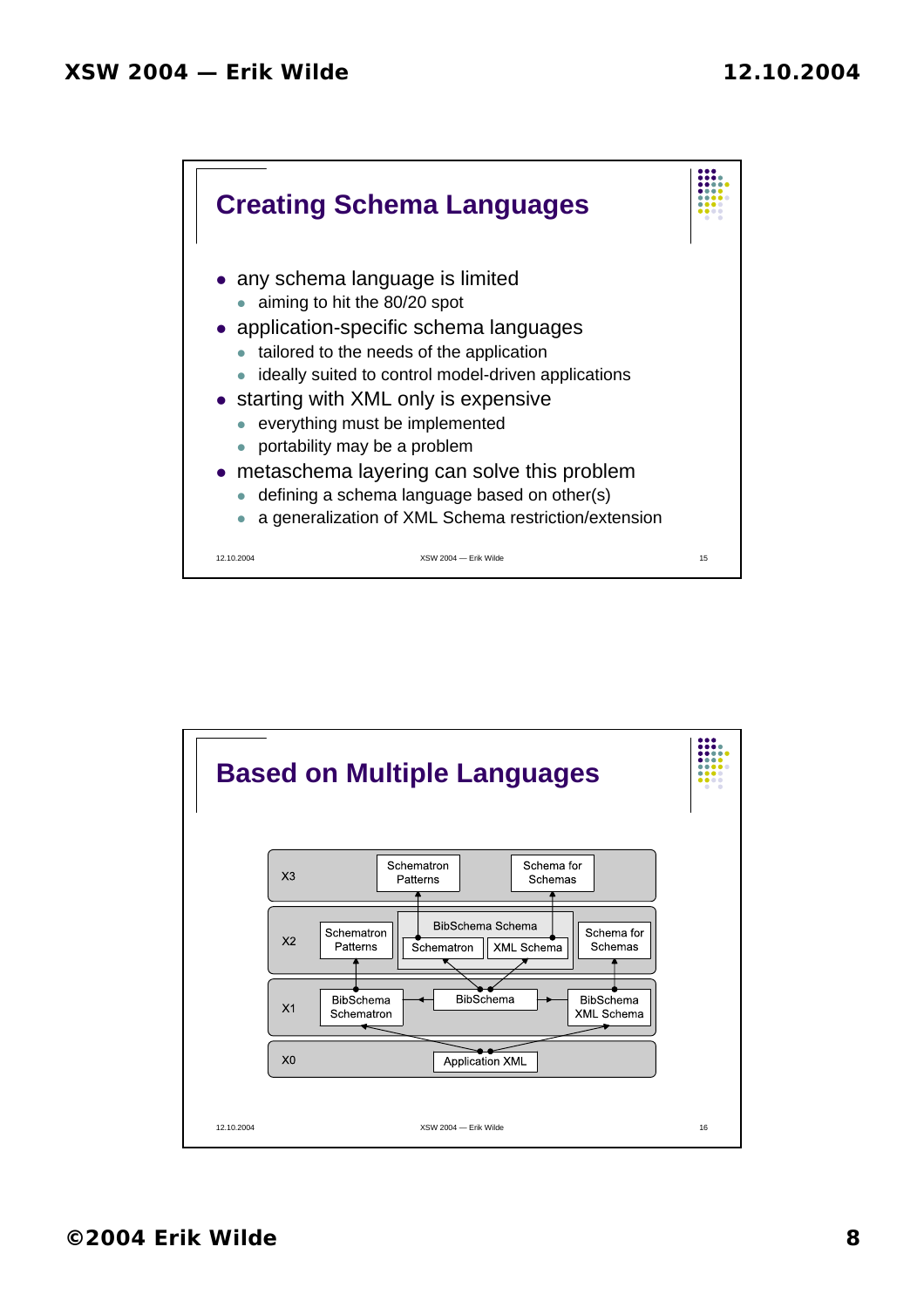## Creating Schema Languages

- any schema language is limited
  - aiming to hit the 80/20 spot
- application-specific schema languages
  - tailored to the needs of the application
  - ideally suited to control model-driven applications
- starting with XML only is expensive
  - everything must be implemented
  - portability may be a problem
- metaschema layering can solve this problem
  - defining a schema language based on other(s)
  - a generalization of XML Schema restriction/extension

## Based on Multiple Languages

X3: Schematron Patterns, Schema for Schemas

X2: Schematron Patterns, BibSchema Schema (Schematron, XML Schema), Schema for Schemas

X1: BibSchema Schematron, BibSchema, BibSchema XML Schema

X0: Application XML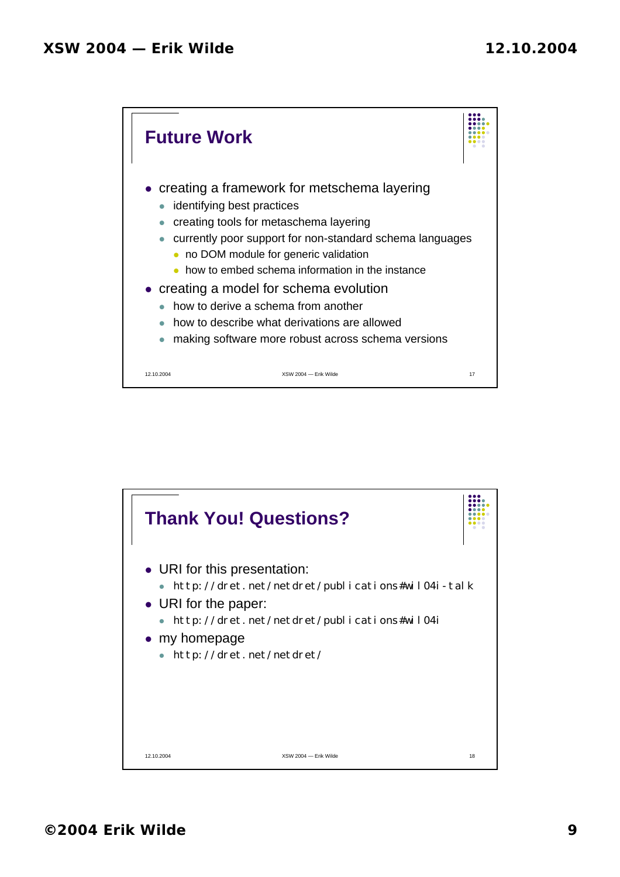## Future Work

- creating a framework for metschema layering
  - identifying best practices
  - creating tools for metaschema layering
  - currently poor support for non-standard schema languages
    - no DOM module for generic validation
    - how to embed schema information in the instance
- creating a model for schema evolution
  - how to derive a schema from another
  - how to describe what derivations are allowed
  - making software more robust across schema versions

## Thank You! Questions?

- URI for this presentation:
  - `http://dret.net/netdret/publications#wil04i-talk`
- URI for the paper:
  - `http://dret.net/netdret/publications#wil04i`
- my homepage
  - `http://dret.net/netdret/`